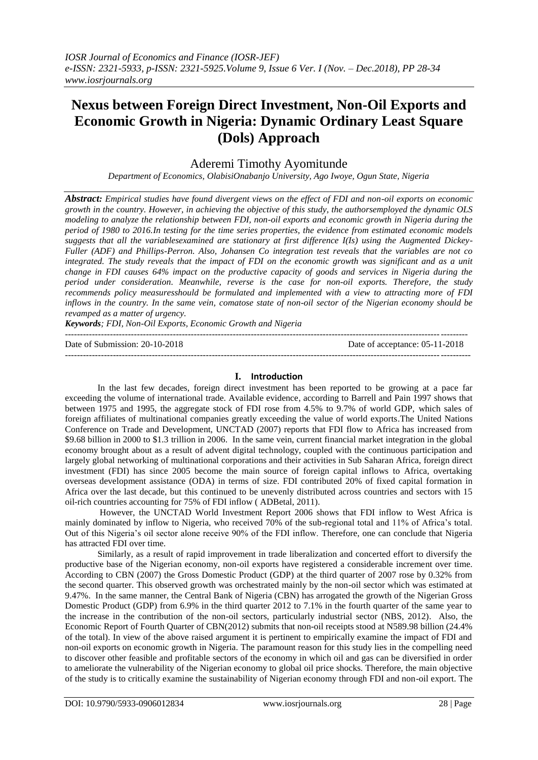# Nexus between Foreign Direct Investment, Non-Oil Exports and Economic Growth in Nigeria: Dynamic Ordinary Least Square (Dols) Approach

Aderemi Timothy Ayomitunde

*Department of Economics, OlabisiOnabanjo University, Ago Iwoye, Ogun State, Nigeria*

***Abstract:*** *Empirical studies have found divergent views on the effect of FDI and non-oil exports on economic growth in the country. However, in achieving the objective of this study, the authorsemployed the dynamic OLS modeling to analyze the relationship between FDI, non-oil exports and economic growth in Nigeria during the period of 1980 to 2016.In testing for the time series properties, the evidence from estimated economic models suggests that all the variablesexamined are stationary at first difference I(Is) using the Augmented Dickey-Fuller (ADF) and Phillips-Perron. Also, Johansen Co integration test reveals that the variables are not co integrated. The study reveals that the impact of FDI on the economic growth was significant and as a unit change in FDI causes 64% impact on the productive capacity of goods and services in Nigeria during the period under consideration. Meanwhile, reverse is the case for non-oil exports. Therefore, the study recommends policy measuresshould be formulated and implemented with a view to attracting more of FDI inflows in the country. In the same vein, comatose state of non-oil sector of the Nigerian economy should be revamped as a matter of urgency.*

***Keywords****; FDI, Non-Oil Exports, Economic Growth and Nigeria*

Date of Submission: 20-10-2018 | Date of acceptance: 05-11-2018

## I. Introduction

In the last few decades, foreign direct investment has been reported to be growing at a pace far exceeding the volume of international trade. Available evidence, according to Barrell and Pain 1997 shows that between 1975 and 1995, the aggregate stock of FDI rose from 4.5% to 9.7% of world GDP, which sales of foreign affiliates of multinational companies greatly exceeding the value of world exports.The United Nations Conference on Trade and Development, UNCTAD (2007) reports that FDI flow to Africa has increased from \$9.68 billion in 2000 to \$1.3 trillion in 2006. In the same vein, current financial market integration in the global economy brought about as a result of advent digital technology, coupled with the continuous participation and largely global networking of multinational corporations and their activities in Sub Saharan Africa, foreign direct investment (FDI) has since 2005 become the main source of foreign capital inflows to Africa, overtaking overseas development assistance (ODA) in terms of size. FDI contributed 20% of fixed capital formation in Africa over the last decade, but this continued to be unevenly distributed across countries and sectors with 15 oil-rich countries accounting for 75% of FDI inflow ( ADBetal, 2011).

However, the UNCTAD World Investment Report 2006 shows that FDI inflow to West Africa is mainly dominated by inflow to Nigeria, who received 70% of the sub-regional total and 11% of Africa's total. Out of this Nigeria's oil sector alone receive 90% of the FDI inflow. Therefore, one can conclude that Nigeria has attracted FDI over time.

Similarly, as a result of rapid improvement in trade liberalization and concerted effort to diversify the productive base of the Nigerian economy, non-oil exports have registered a considerable increment over time. According to CBN (2007) the Gross Domestic Product (GDP) at the third quarter of 2007 rose by 0.32% from the second quarter. This observed growth was orchestrated mainly by the non-oil sector which was estimated at 9.47%. In the same manner, the Central Bank of Nigeria (CBN) has arrogated the growth of the Nigerian Gross Domestic Product (GDP) from 6.9% in the third quarter 2012 to 7.1% in the fourth quarter of the same year to the increase in the contribution of the non-oil sectors, particularly industrial sector (NBS, 2012). Also, the Economic Report of Fourth Quarter of CBN(2012) submits that non-oil receipts stood at N589.98 billion (24.4% of the total). In view of the above raised argument it is pertinent to empirically examine the impact of FDI and non-oil exports on economic growth in Nigeria. The paramount reason for this study lies in the compelling need to discover other feasible and profitable sectors of the economy in which oil and gas can be diversified in order to ameliorate the vulnerability of the Nigerian economy to global oil price shocks. Therefore, the main objective of the study is to critically examine the sustainability of Nigerian economy through FDI and non-oil export. The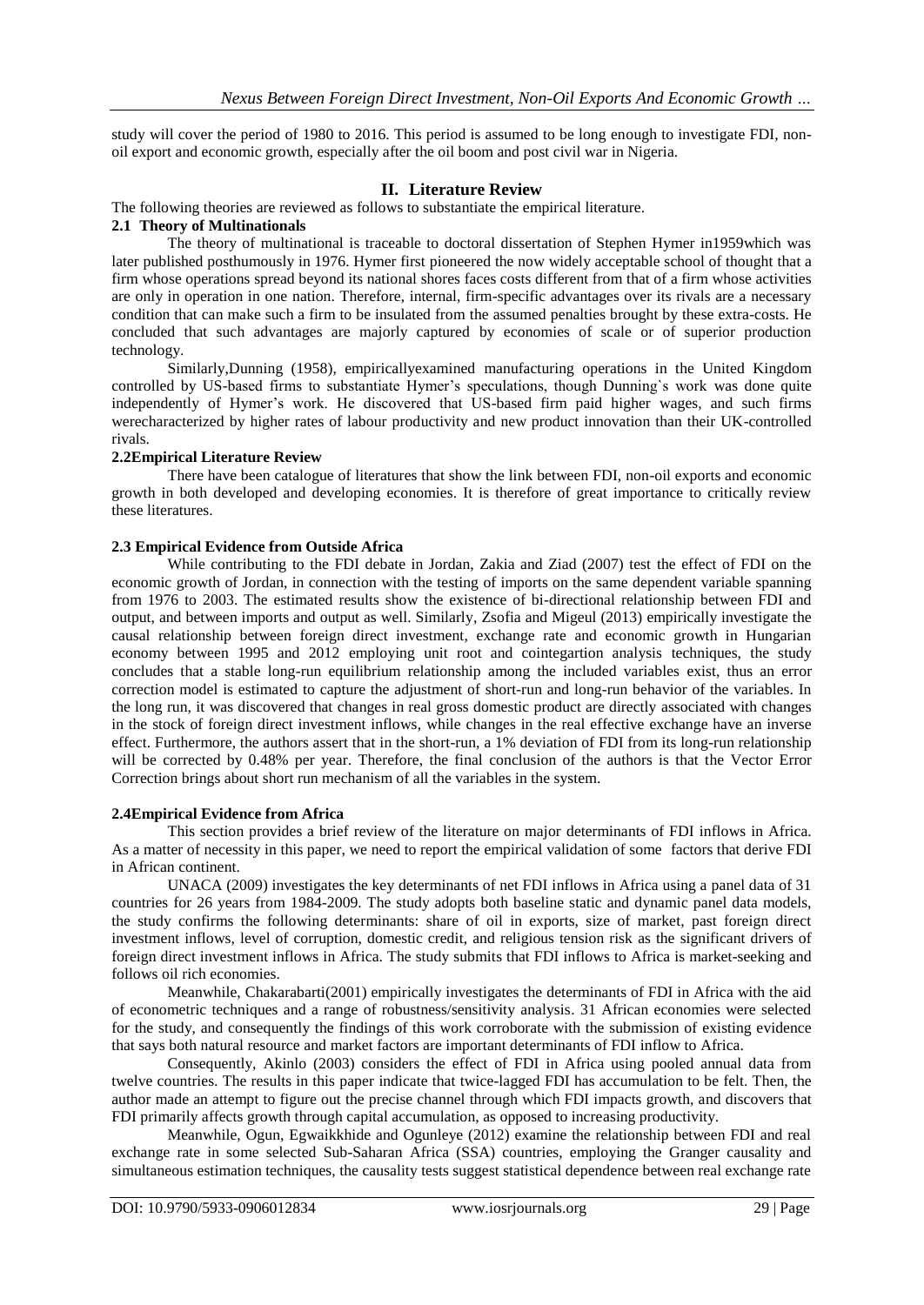study will cover the period of 1980 to 2016. This period is assumed to be long enough to investigate FDI, non-oil export and economic growth, especially after the oil boom and post civil war in Nigeria.

## II. Literature Review

The following theories are reviewed as follows to substantiate the empirical literature.

### 2.1 Theory of Multinationals

The theory of multinational is traceable to doctoral dissertation of Stephen Hymer in1959which was later published posthumously in 1976. Hymer first pioneered the now widely acceptable school of thought that a firm whose operations spread beyond its national shores faces costs different from that of a firm whose activities are only in operation in one nation. Therefore, internal, firm-specific advantages over its rivals are a necessary condition that can make such a firm to be insulated from the assumed penalties brought by these extra-costs. He concluded that such advantages are majorly captured by economies of scale or of superior production technology.

Similarly,Dunning (1958), empiricallyexamined manufacturing operations in the United Kingdom controlled by US-based firms to substantiate Hymer's speculations, though Dunning`s work was done quite independently of Hymer's work. He discovered that US-based firm paid higher wages, and such firms werecharacterized by higher rates of labour productivity and new product innovation than their UK-controlled rivals.

### 2.2Empirical Literature Review

There have been catalogue of literatures that show the link between FDI, non-oil exports and economic growth in both developed and developing economies. It is therefore of great importance to critically review these literatures.

### 2.3 Empirical Evidence from Outside Africa

While contributing to the FDI debate in Jordan, Zakia and Ziad (2007) test the effect of FDI on the economic growth of Jordan, in connection with the testing of imports on the same dependent variable spanning from 1976 to 2003. The estimated results show the existence of bi-directional relationship between FDI and output, and between imports and output as well. Similarly, Zsofia and Migeul (2013) empirically investigate the causal relationship between foreign direct investment, exchange rate and economic growth in Hungarian economy between 1995 and 2012 employing unit root and cointegartion analysis techniques, the study concludes that a stable long-run equilibrium relationship among the included variables exist, thus an error correction model is estimated to capture the adjustment of short-run and long-run behavior of the variables. In the long run, it was discovered that changes in real gross domestic product are directly associated with changes in the stock of foreign direct investment inflows, while changes in the real effective exchange have an inverse effect. Furthermore, the authors assert that in the short-run, a 1% deviation of FDI from its long-run relationship will be corrected by 0.48% per year. Therefore, the final conclusion of the authors is that the Vector Error Correction brings about short run mechanism of all the variables in the system.

### 2.4Empirical Evidence from Africa

This section provides a brief review of the literature on major determinants of FDI inflows in Africa. As a matter of necessity in this paper, we need to report the empirical validation of some factors that derive FDI in African continent.

UNACA (2009) investigates the key determinants of net FDI inflows in Africa using a panel data of 31 countries for 26 years from 1984-2009. The study adopts both baseline static and dynamic panel data models, the study confirms the following determinants: share of oil in exports, size of market, past foreign direct investment inflows, level of corruption, domestic credit, and religious tension risk as the significant drivers of foreign direct investment inflows in Africa. The study submits that FDI inflows to Africa is market-seeking and follows oil rich economies.

Meanwhile, Chakarabarti(2001) empirically investigates the determinants of FDI in Africa with the aid of econometric techniques and a range of robustness/sensitivity analysis. 31 African economies were selected for the study, and consequently the findings of this work corroborate with the submission of existing evidence that says both natural resource and market factors are important determinants of FDI inflow to Africa.

Consequently, Akinlo (2003) considers the effect of FDI in Africa using pooled annual data from twelve countries. The results in this paper indicate that twice-lagged FDI has accumulation to be felt. Then, the author made an attempt to figure out the precise channel through which FDI impacts growth, and discovers that FDI primarily affects growth through capital accumulation, as opposed to increasing productivity.

Meanwhile, Ogun, Egwaikkhide and Ogunleye (2012) examine the relationship between FDI and real exchange rate in some selected Sub-Saharan Africa (SSA) countries, employing the Granger causality and simultaneous estimation techniques, the causality tests suggest statistical dependence between real exchange rate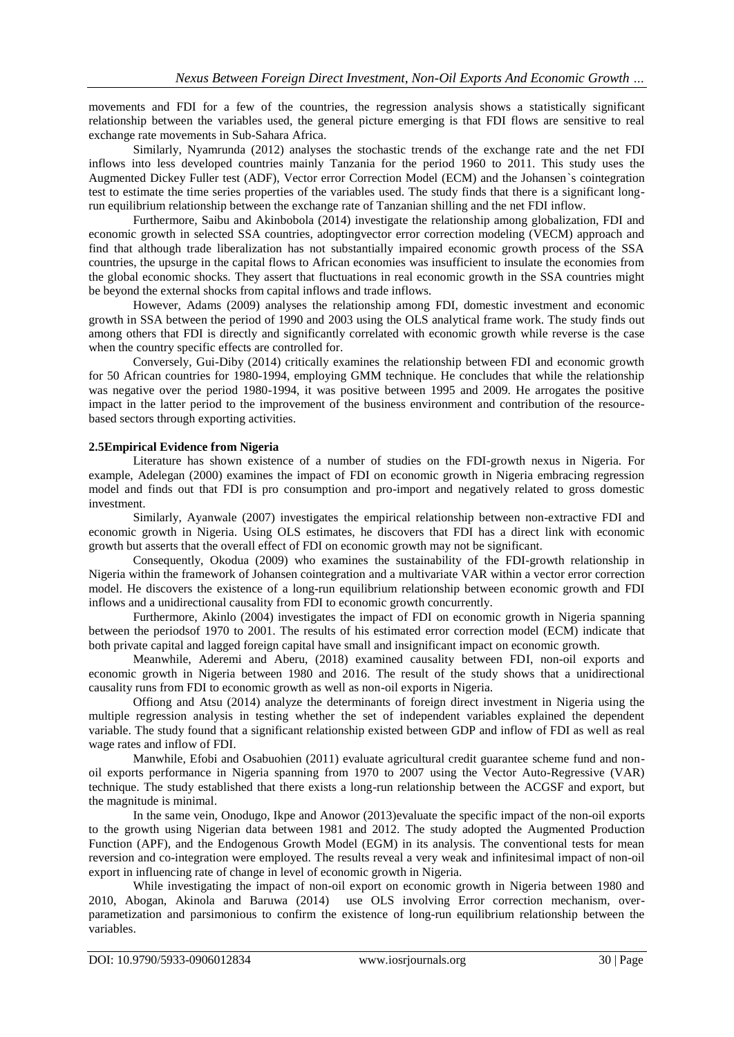movements and FDI for a few of the countries, the regression analysis shows a statistically significant relationship between the variables used, the general picture emerging is that FDI flows are sensitive to real exchange rate movements in Sub-Sahara Africa.

Similarly, Nyamrunda (2012) analyses the stochastic trends of the exchange rate and the net FDI inflows into less developed countries mainly Tanzania for the period 1960 to 2011. This study uses the Augmented Dickey Fuller test (ADF), Vector error Correction Model (ECM) and the Johansen`s cointegration test to estimate the time series properties of the variables used. The study finds that there is a significant long-run equilibrium relationship between the exchange rate of Tanzanian shilling and the net FDI inflow.

Furthermore, Saibu and Akinbobola (2014) investigate the relationship among globalization, FDI and economic growth in selected SSA countries, adoptingvector error correction modeling (VECM) approach and find that although trade liberalization has not substantially impaired economic growth process of the SSA countries, the upsurge in the capital flows to African economies was insufficient to insulate the economies from the global economic shocks. They assert that fluctuations in real economic growth in the SSA countries might be beyond the external shocks from capital inflows and trade inflows.

However, Adams (2009) analyses the relationship among FDI, domestic investment and economic growth in SSA between the period of 1990 and 2003 using the OLS analytical frame work. The study finds out among others that FDI is directly and significantly correlated with economic growth while reverse is the case when the country specific effects are controlled for.

Conversely, Gui-Diby (2014) critically examines the relationship between FDI and economic growth for 50 African countries for 1980-1994, employing GMM technique. He concludes that while the relationship was negative over the period 1980-1994, it was positive between 1995 and 2009. He arrogates the positive impact in the latter period to the improvement of the business environment and contribution of the resource-based sectors through exporting activities.

## 2.5Empirical Evidence from Nigeria

Literature has shown existence of a number of studies on the FDI-growth nexus in Nigeria. For example, Adelegan (2000) examines the impact of FDI on economic growth in Nigeria embracing regression model and finds out that FDI is pro consumption and pro-import and negatively related to gross domestic investment.

Similarly, Ayanwale (2007) investigates the empirical relationship between non-extractive FDI and economic growth in Nigeria. Using OLS estimates, he discovers that FDI has a direct link with economic growth but asserts that the overall effect of FDI on economic growth may not be significant.

Consequently, Okodua (2009) who examines the sustainability of the FDI-growth relationship in Nigeria within the framework of Johansen cointegration and a multivariate VAR within a vector error correction model. He discovers the existence of a long-run equilibrium relationship between economic growth and FDI inflows and a unidirectional causality from FDI to economic growth concurrently.

Furthermore, Akinlo (2004) investigates the impact of FDI on economic growth in Nigeria spanning between the periodsof 1970 to 2001. The results of his estimated error correction model (ECM) indicate that both private capital and lagged foreign capital have small and insignificant impact on economic growth.

Meanwhile, Aderemi and Aberu, (2018) examined causality between FDI, non-oil exports and economic growth in Nigeria between 1980 and 2016. The result of the study shows that a unidirectional causality runs from FDI to economic growth as well as non-oil exports in Nigeria.

Offiong and Atsu (2014) analyze the determinants of foreign direct investment in Nigeria using the multiple regression analysis in testing whether the set of independent variables explained the dependent variable. The study found that a significant relationship existed between GDP and inflow of FDI as well as real wage rates and inflow of FDI.

Manwhile, Efobi and Osabuohien (2011) evaluate agricultural credit guarantee scheme fund and non-oil exports performance in Nigeria spanning from 1970 to 2007 using the Vector Auto-Regressive (VAR) technique. The study established that there exists a long-run relationship between the ACGSF and export, but the magnitude is minimal.

In the same vein, Onodugo, Ikpe and Anowor (2013)evaluate the specific impact of the non-oil exports to the growth using Nigerian data between 1981 and 2012. The study adopted the Augmented Production Function (APF), and the Endogenous Growth Model (EGM) in its analysis. The conventional tests for mean reversion and co-integration were employed. The results reveal a very weak and infinitesimal impact of non-oil export in influencing rate of change in level of economic growth in Nigeria.

While investigating the impact of non-oil export on economic growth in Nigeria between 1980 and 2010, Abogan, Akinola and Baruwa (2014) use OLS involving Error correction mechanism, over-parametization and parsimonious to confirm the existence of long-run equilibrium relationship between the variables.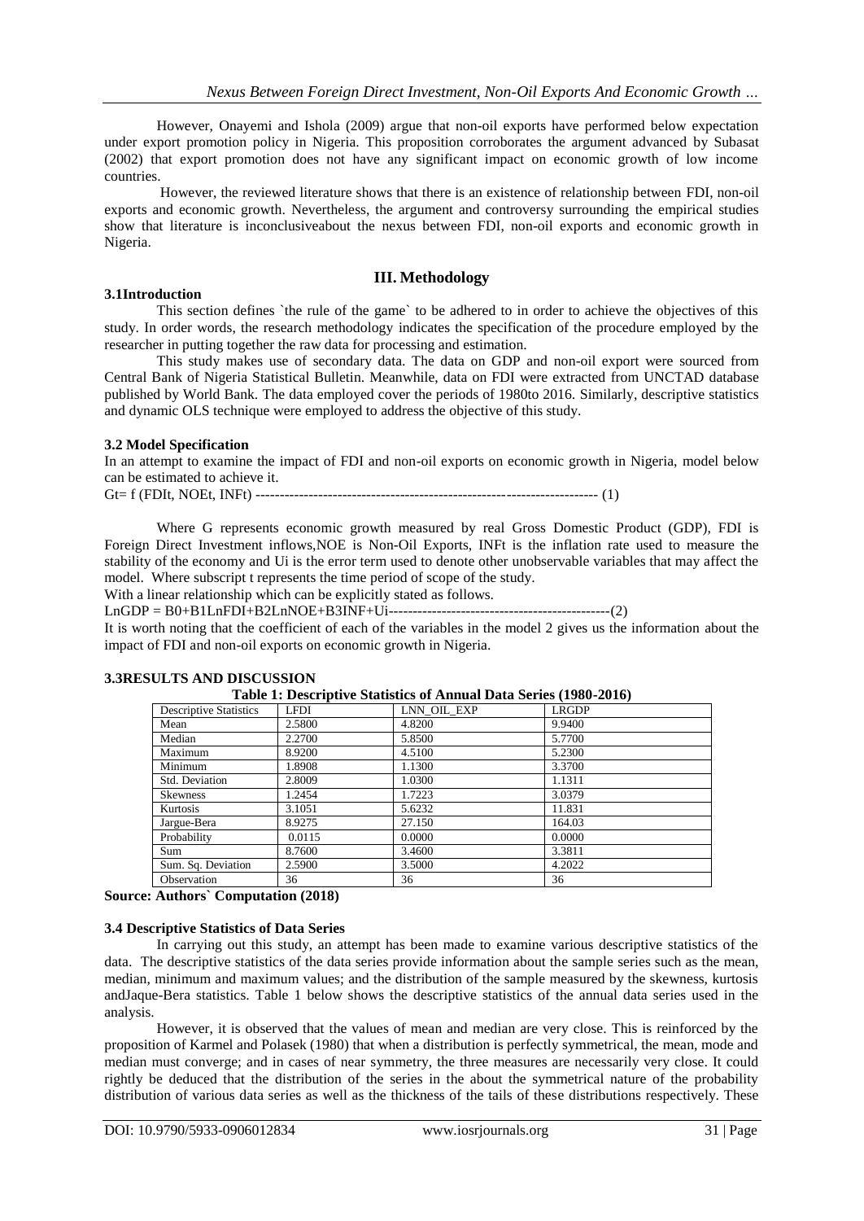However, Onayemi and Ishola (2009) argue that non-oil exports have performed below expectation under export promotion policy in Nigeria. This proposition corroborates the argument advanced by Subasat (2002) that export promotion does not have any significant impact on economic growth of low income countries.

However, the reviewed literature shows that there is an existence of relationship between FDI, non-oil exports and economic growth. Nevertheless, the argument and controversy surrounding the empirical studies show that literature is inconclusiveabout the nexus between FDI, non-oil exports and economic growth in Nigeria.

## III. Methodology

### 3.1Introduction

This section defines `the rule of the game` to be adhered to in order to achieve the objectives of this study. In order words, the research methodology indicates the specification of the procedure employed by the researcher in putting together the raw data for processing and estimation.

This study makes use of secondary data. The data on GDP and non-oil export were sourced from Central Bank of Nigeria Statistical Bulletin. Meanwhile, data on FDI were extracted from UNCTAD database published by World Bank. The data employed cover the periods of 1980to 2016. Similarly, descriptive statistics and dynamic OLS technique were employed to address the objective of this study.

### 3.2 Model Specification

In an attempt to examine the impact of FDI and non-oil exports on economic growth in Nigeria, model below can be estimated to achieve it.

$G_t = f(FDI_t, NOE_t, INF_t)$ ---------------------------------------------------------------------- (1)

Where G represents economic growth measured by real Gross Domestic Product (GDP), FDI is Foreign Direct Investment inflows,NOE is Non-Oil Exports, $INF_t$ is the inflation rate used to measure the stability of the economy and Ui is the error term used to denote other unobservable variables that may affect the model. Where subscript t represents the time period of scope of the study.

With a linear relationship which can be explicitly stated as follows.

$LnGDP = B_0 + B_1 LnFDI + B_2 LnNOE + B_3 INF + U_i$----------------------------------------------(2)

It is worth noting that the coefficient of each of the variables in the model 2 gives us the information about the impact of FDI and non-oil exports on economic growth in Nigeria.

### 3.3RESULTS AND DISCUSSION

**Table 1: Descriptive Statistics of Annual Data Series (1980-2016)**

| Descriptive Statistics | LFDI | LNN_OIL_EXP | LRGDP |
|---|---|---|---|
| Mean | 2.5800 | 4.8200 | 9.9400 |
| Median | 2.2700 | 5.8500 | 5.7700 |
| Maximum | 8.9200 | 4.5100 | 5.2300 |
| Minimum | 1.8908 | 1.1300 | 3.3700 |
| Std. Deviation | 2.8009 | 1.0300 | 1.1311 |
| Skewness | 1.2454 | 1.7223 | 3.0379 |
| Kurtosis | 3.1051 | 5.6232 | 11.831 |
| Jargue-Bera | 8.9275 | 27.150 | 164.03 |
| Probability | 0.0115 | 0.0000 | 0.0000 |
| Sum | 8.7600 | 3.4600 | 3.3811 |
| Sum. Sq. Deviation | 2.5900 | 3.5000 | 4.2022 |
| Observation | 36 | 36 | 36 |

**Source: Authors` Computation (2018)**

### 3.4 Descriptive Statistics of Data Series

In carrying out this study, an attempt has been made to examine various descriptive statistics of the data. The descriptive statistics of the data series provide information about the sample series such as the mean, median, minimum and maximum values; and the distribution of the sample measured by the skewness, kurtosis andJaque-Bera statistics. Table 1 below shows the descriptive statistics of the annual data series used in the analysis.

However, it is observed that the values of mean and median are very close. This is reinforced by the proposition of Karmel and Polasek (1980) that when a distribution is perfectly symmetrical, the mean, mode and median must converge; and in cases of near symmetry, the three measures are necessarily very close. It could rightly be deduced that the distribution of the series in the about the symmetrical nature of the probability distribution of various data series as well as the thickness of the tails of these distributions respectively. These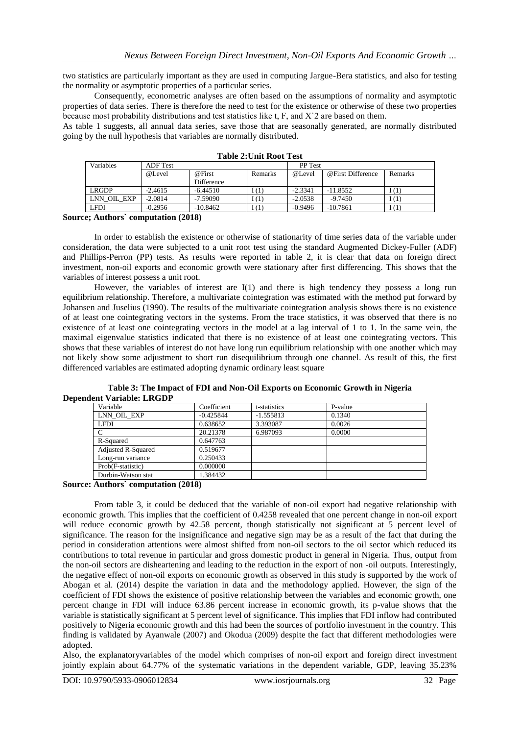two statistics are particularly important as they are used in computing Jargue-Bera statistics, and also for testing the normality or asymptotic properties of a particular series.

Consequently, econometric analyses are often based on the assumptions of normality and asymptotic properties of data series. There is therefore the need to test for the existence or otherwise of these two properties because most probability distributions and test statistics like t, F, and X`2 are based on them.

As table 1 suggests, all annual data series, save those that are seasonally generated, are normally distributed going by the null hypothesis that variables are normally distributed.

**Table 2:Unit Root Test**

| Variables | ADF Test | | | PP Test | | |
|---|---|---|---|---|---|---|
| | @Level | @First Difference | Remarks | @Level | @First Difference | Remarks |
| LRGDP | -2.4615 | -6.44510 | I (1) | -2.3341 | -11.8552 | I (1) |
| LNN_OIL_EXP | -2.0814 | -7.59090 | I (1) | -2.0538 | -9.7450 | I (1) |
| LFDI | -0.2956 | -10.8462 | I (1) | -0.9496 | -10.7861 | I (1) |

**Source; Authors` computation (2018)**

In order to establish the existence or otherwise of stationarity of time series data of the variable under consideration, the data were subjected to a unit root test using the standard Augmented Dickey-Fuller (ADF) and Phillips-Perron (PP) tests. As results were reported in table 2, it is clear that data on foreign direct investment, non-oil exports and economic growth were stationary after first differencing. This shows that the variables of interest possess a unit root.

However, the variables of interest are I(1) and there is high tendency they possess a long run equilibrium relationship. Therefore, a multivariate cointegration was estimated with the method put forward by Johansen and Juselius (1990). The results of the multivariate cointegration analysis shows there is no existence of at least one cointegrating vectors in the systems. From the trace statistics, it was observed that there is no existence of at least one cointegrating vectors in the model at a lag interval of 1 to 1. In the same vein, the maximal eigenvalue statistics indicated that there is no existence of at least one cointegrating vectors. This shows that these variables of interest do not have long run equilibrium relationship with one another which may not likely show some adjustment to short run disequilibrium through one channel. As result of this, the first differenced variables are estimated adopting dynamic ordinary least square

**Table 3: The Impact of FDI and Non-Oil Exports on Economic Growth in Nigeria**

**Dependent Variable: LRGDP**

| Variable | Coefficient | t-statistics | P-value |
|---|---|---|---|
| LNN_OIL_EXP | -0.425844 | -1.555813 | 0.1340 |
| LFDI | 0.638652 | 3.393087 | 0.0026 |
| C | 20.21378 | 6.987093 | 0.0000 |
| R-Squared | 0.647763 | | |
| Adjusted R-Squared | 0.519677 | | |
| Long-run variance | 0.250433 | | |
| Prob(F-statistic) | 0.000000 | | |
| Durbin-Watson stat | 1.384432 | | |

**Source: Authors` computation (2018)**

From table 3, it could be deduced that the variable of non-oil export had negative relationship with economic growth. This implies that the coefficient of 0.4258 revealed that one percent change in non-oil export will reduce economic growth by 42.58 percent, though statistically not significant at 5 percent level of significance. The reason for the insignificance and negative sign may be as a result of the fact that during the period in consideration attentions were almost shifted from non-oil sectors to the oil sector which reduced its contributions to total revenue in particular and gross domestic product in general in Nigeria. Thus, output from the non-oil sectors are disheartening and leading to the reduction in the export of non -oil outputs. Interestingly, the negative effect of non-oil exports on economic growth as observed in this study is supported by the work of Abogan et al. (2014) despite the variation in data and the methodology applied. However, the sign of the coefficient of FDI shows the existence of positive relationship between the variables and economic growth, one percent change in FDI will induce 63.86 percent increase in economic growth, its p-value shows that the variable is statistically significant at 5 percent level of significance. This implies that FDI inflow had contributed positively to Nigeria economic growth and this had been the sources of portfolio investment in the country. This finding is validated by Ayanwale (2007) and Okodua (2009) despite the fact that different methodologies were adopted.

Also, the explanatoryvariables of the model which comprises of non-oil export and foreign direct investment jointly explain about 64.77% of the systematic variations in the dependent variable, GDP, leaving 35.23%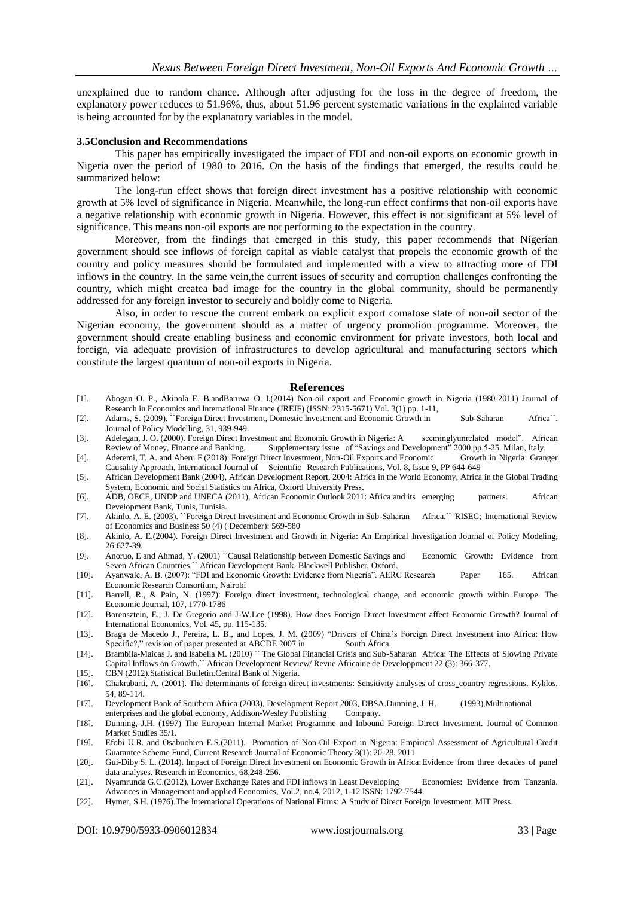unexplained due to random chance. Although after adjusting for the loss in the degree of freedom, the explanatory power reduces to 51.96%, thus, about 51.96 percent systematic variations in the explained variable is being accounted for by the explanatory variables in the model.

### 3.5Conclusion and Recommendations

This paper has empirically investigated the impact of FDI and non-oil exports on economic growth in Nigeria over the period of 1980 to 2016. On the basis of the findings that emerged, the results could be summarized below:

The long-run effect shows that foreign direct investment has a positive relationship with economic growth at 5% level of significance in Nigeria. Meanwhile, the long-run effect confirms that non-oil exports have a negative relationship with economic growth in Nigeria. However, this effect is not significant at 5% level of significance. This means non-oil exports are not performing to the expectation in the country.

Moreover, from the findings that emerged in this study, this paper recommends that Nigerian government should see inflows of foreign capital as viable catalyst that propels the economic growth of the country and policy measures should be formulated and implemented with a view to attracting more of FDI inflows in the country. In the same vein,the current issues of security and corruption challenges confronting the country, which might createa bad image for the country in the global community, should be permanently addressed for any foreign investor to securely and boldly come to Nigeria.

Also, in order to rescue the current embark on explicit export comatose state of non-oil sector of the Nigerian economy, the government should as a matter of urgency promotion programme. Moreover, the government should create enabling business and economic environment for private investors, both local and foreign, via adequate provision of infrastructures to develop agricultural and manufacturing sectors which constitute the largest quantum of non-oil exports in Nigeria.

## References

[1]. Abogan O. P., Akinola E. B.andBaruwa O. I.(2014) Non-oil export and Economic growth in Nigeria (1980-2011) Journal of Research in Economics and International Finance (JREIF) (ISSN: 2315-5671) Vol. 3(1) pp. 1-11,

[2]. Adams, S. (2009). ``Foreign Direct Investment, Domestic Investment and Economic Growth in Sub-Saharan Africa``. Journal of Policy Modelling, 31, 939-949.

[3]. Adelegan, J. O. (2000). Foreign Direct Investment and Economic Growth in Nigeria: A seeminglyunrelated model". African Review of Money, Finance and Banking, Supplementary issue of "Savings and Development" 2000.pp.5-25. Milan, Italy.

[4]. Aderemi, T. A. and Aberu F (2018): Foreign Direct Investment, Non-Oil Exports and Economic Growth in Nigeria: Granger Causality Approach, International Journal of Scientific Research Publications, Vol. 8, Issue 9, PP 644-649

[5]. African Development Bank (2004), African Development Report, 2004: Africa in the World Economy, Africa in the Global Trading System, Economic and Social Statistics on Africa, Oxford University Press.

[6]. ADB, OECE, UNDP and UNECA (2011), African Economic Outlook 2011: Africa and its emerging partners. African Development Bank, Tunis, Tunisia.

[7]. Akinlo, A. E. (2003). ``Foreign Direct Investment and Economic Growth in Sub-Saharan Africa.`` RISEC; International Review of Economics and Business 50 (4) ( December): 569-580

[8]. Akinlo, A. E.(2004). Foreign Direct Investment and Growth in Nigeria: An Empirical Investigation Journal of Policy Modeling, 26:627-39.

[9]. Anoruo, E and Ahmad, Y. (2001) ``Causal Relationship between Domestic Savings and Economic Growth: Evidence from Seven African Countries,`` African Development Bank, Blackwell Publisher, Oxford.

[10]. Ayanwale, A. B. (2007): "FDI and Economic Growth: Evidence from Nigeria". AERC Research Paper 165. African Economic Research Consortium, Nairobi

[11]. Barrell, R., & Pain, N. (1997): Foreign direct investment, technological change, and economic growth within Europe. The Economic Journal, 107, 1770-1786

[12]. Borensztein, E., J. De Gregorio and J-W.Lee (1998). How does Foreign Direct Investment affect Economic Growth? Journal of International Economics, Vol. 45, pp. 115-135.

[13]. Braga de Macedo J., Pereira, L. B., and Lopes, J. M. (2009) "Drivers of China's Foreign Direct Investment into Africa: How Specific?," revision of paper presented at ABCDE 2007 in South África.

[14]. Brambila-Maicas J. and Isabella M. (2010) `` The Global Financial Crisis and Sub-Saharan Africa: The Effects of Slowing Private Capital Inflows on Growth.`` African Development Review/ Revue Africaine de Developpment 22 (3): 366-377.

[15]. CBN (2012).Statistical Bulletin.Central Bank of Nigeria.

[16]. Chakrabarti, A. (2001). The determinants of foreign direct investments: Sensitivity analyses of cross_country regressions. Kyklos, 54, 89-114.

[17]. Development Bank of Southern Africa (2003), Development Report 2003, DBSA.Dunning, J. H. (1993),Multinational enterprises and the global economy, Addison-Wesley Publishing Company.

[18]. Dunning, J.H. (1997) The European Internal Market Programme and Inbound Foreign Direct Investment. Journal of Common Market Studies 35/1.

[19]. Efobi U.R. and Osabuohien E.S.(2011). Promotion of Non-Oil Export in Nigeria: Empirical Assessment of Agricultural Credit Guarantee Scheme Fund, Current Research Journal of Economic Theory 3(1): 20-28, 2011

[20]. Gui-Diby S. L. (2014). Impact of Foreign Direct Investment on Economic Growth in Africa: Evidence from three decades of panel data analyses. Research in Economics, 68,248-256.

[21]. Nyamrunda G.C.(2012), Lower Exchange Rates and FDI inflows in Least Developing Economies: Evidence from Tanzania. Advances in Management and applied Economics, Vol.2, no.4, 2012, 1-12 ISSN: 1792-7544.

[22]. Hymer, S.H. (1976).The International Operations of National Firms: A Study of Direct Foreign Investment. MIT Press.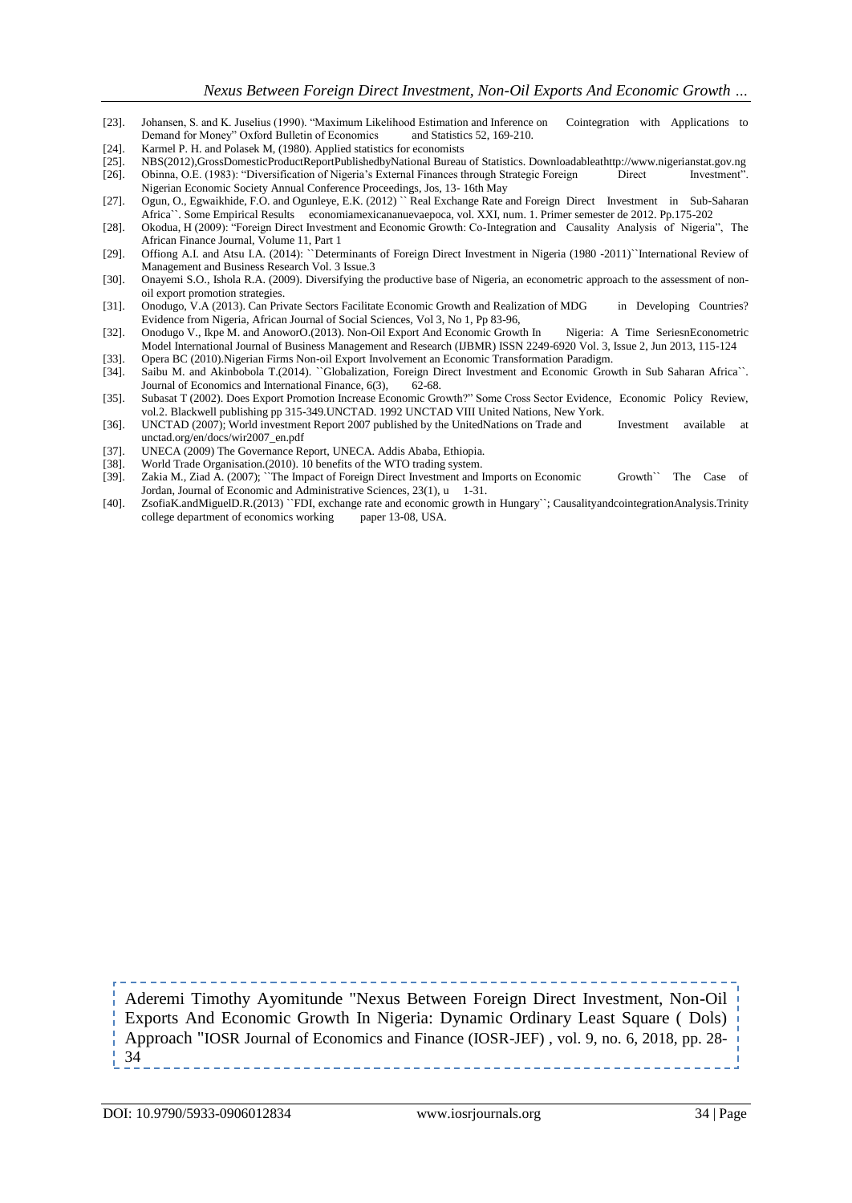[23]. Johansen, S. and K. Juselius (1990). "Maximum Likelihood Estimation and Inference on Cointegration with Applications to Demand for Money" Oxford Bulletin of Economics and Statistics 52, 169-210.

[24]. Karmel P. H. and Polasek M, (1980). Applied statistics for economists

[25]. NBS(2012),GrossDomesticProductReportPublishedbyNational Bureau of Statistics. Downloadableathttp://www.nigerianstat.gov.ng

[26]. Obinna, O.E. (1983): "Diversification of Nigeria's External Finances through Strategic Foreign Direct Investment". Nigerian Economic Society Annual Conference Proceedings, Jos, 13- 16th May

[27]. Ogun, O., Egwaikhide, F.O. and Ogunleye, E.K. (2012) `` Real Exchange Rate and Foreign Direct Investment in Sub-Saharan Africa``. Some Empirical Results economiamexicananuevaepoca, vol. XXI, num. 1. Primer semester de 2012. Pp.175-202

[28]. Okodua, H (2009): "Foreign Direct Investment and Economic Growth: Co-Integration and Causality Analysis of Nigeria", The African Finance Journal, Volume 11, Part 1

[29]. Offiong A.I. and Atsu I.A. (2014): ``Determinants of Foreign Direct Investment in Nigeria (1980 -2011)``International Review of Management and Business Research Vol. 3 Issue.3

[30]. Onayemi S.O., Ishola R.A. (2009). Diversifying the productive base of Nigeria, an econometric approach to the assessment of non-oil export promotion strategies.

[31]. Onodugo, V.A (2013). Can Private Sectors Facilitate Economic Growth and Realization of MDG in Developing Countries? Evidence from Nigeria, African Journal of Social Sciences, Vol 3, No 1, Pp 83-96,

[32]. Onodugo V., Ikpe M. and AnoworO.(2013). Non-Oil Export And Economic Growth In Nigeria: A Time SeriesnEconometric Model International Journal of Business Management and Research (IJBMR) ISSN 2249-6920 Vol. 3, Issue 2, Jun 2013, 115-124

[33]. Opera BC (2010).Nigerian Firms Non-oil Export Involvement an Economic Transformation Paradigm.

[34]. Saibu M. and Akinbobola T.(2014). ``Globalization, Foreign Direct Investment and Economic Growth in Sub Saharan Africa``. Journal of Economics and International Finance, 6(3), 62-68.

[35]. Subasat T (2002). Does Export Promotion Increase Economic Growth?" Some Cross Sector Evidence, Economic Policy Review, vol.2. Blackwell publishing pp 315-349.UNCTAD. 1992 UNCTAD VIII United Nations, New York.

[36]. UNCTAD (2007); World investment Report 2007 published by the UnitedNations on Trade and Investment available at unctad.org/en/docs/wir2007_en.pdf

[37]. UNECA (2009) The Governance Report, UNECA. Addis Ababa, Ethiopia.

[38]. World Trade Organisation.(2010). 10 benefits of the WTO trading system.

[39]. Zakia M., Ziad A. (2007); ``The Impact of Foreign Direct Investment and Imports on Economic Growth`` The Case of Jordan, Journal of Economic and Administrative Sciences, 23(1), u 1-31.

[40]. ZsofiaK.andMiguelD.R.(2013) ``FDI, exchange rate and economic growth in Hungary``; CausalityandcointegrationAnalysis.Trinity college department of economics working paper 13-08, USA.

Aderemi Timothy Ayomitunde "Nexus Between Foreign Direct Investment, Non-Oil Exports And Economic Growth In Nigeria: Dynamic Ordinary Least Square ( Dols) Approach "IOSR Journal of Economics and Finance (IOSR-JEF) , vol. 9, no. 6, 2018, pp. 28-34